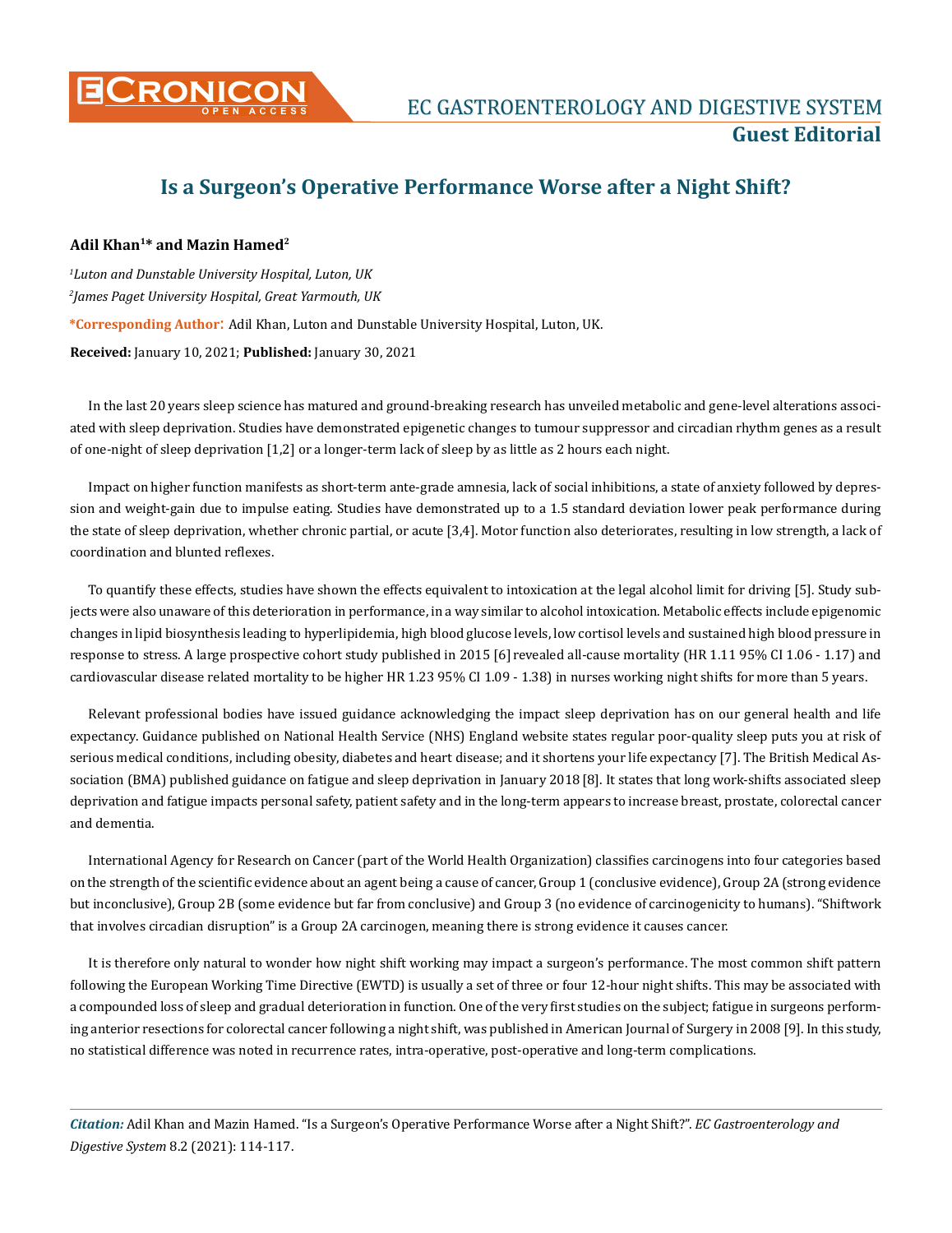# Is a Surgeon's Operative Performance Worse after a Night Shift?

**Adil Khan[1]* and Mazin Hamed[2]**

*[1]Luton and Dunstable University Hospital, Luton, UK*

*[2]James Paget University Hospital, Great Yarmouth, UK*

**\*Corresponding Author:** Adil Khan, Luton and Dunstable University Hospital, Luton, UK.

**Received:** January 10, 2021; **Published:** January 30, 2021

In the last 20 years sleep science has matured and ground-breaking research has unveiled metabolic and gene-level alterations associated with sleep deprivation. Studies have demonstrated epigenetic changes to tumour suppressor and circadian rhythm genes as a result of one-night of sleep deprivation [1,2] or a longer-term lack of sleep by as little as 2 hours each night.

Impact on higher function manifests as short-term ante-grade amnesia, lack of social inhibitions, a state of anxiety followed by depression and weight-gain due to impulse eating. Studies have demonstrated up to a 1.5 standard deviation lower peak performance during the state of sleep deprivation, whether chronic partial, or acute [3,4]. Motor function also deteriorates, resulting in low strength, a lack of coordination and blunted reflexes.

To quantify these effects, studies have shown the effects equivalent to intoxication at the legal alcohol limit for driving [5]. Study subjects were also unaware of this deterioration in performance, in a way similar to alcohol intoxication. Metabolic effects include epigenomic changes in lipid biosynthesis leading to hyperlipidemia, high blood glucose levels, low cortisol levels and sustained high blood pressure in response to stress. A large prospective cohort study published in 2015 [6] revealed all-cause mortality (HR 1.11 95% CI 1.06 - 1.17) and cardiovascular disease related mortality to be higher HR 1.23 95% CI 1.09 - 1.38) in nurses working night shifts for more than 5 years.

Relevant professional bodies have issued guidance acknowledging the impact sleep deprivation has on our general health and life expectancy. Guidance published on National Health Service (NHS) England website states regular poor-quality sleep puts you at risk of serious medical conditions, including obesity, diabetes and heart disease; and it shortens your life expectancy [7]. The British Medical Association (BMA) published guidance on fatigue and sleep deprivation in January 2018 [8]. It states that long work-shifts associated sleep deprivation and fatigue impacts personal safety, patient safety and in the long-term appears to increase breast, prostate, colorectal cancer and dementia.

International Agency for Research on Cancer (part of the World Health Organization) classifies carcinogens into four categories based on the strength of the scientific evidence about an agent being a cause of cancer, Group 1 (conclusive evidence), Group 2A (strong evidence but inconclusive), Group 2B (some evidence but far from conclusive) and Group 3 (no evidence of carcinogenicity to humans). "Shiftwork that involves circadian disruption" is a Group 2A carcinogen, meaning there is strong evidence it causes cancer.

It is therefore only natural to wonder how night shift working may impact a surgeon's performance. The most common shift pattern following the European Working Time Directive (EWTD) is usually a set of three or four 12-hour night shifts. This may be associated with a compounded loss of sleep and gradual deterioration in function. One of the very first studies on the subject; fatigue in surgeons performing anterior resections for colorectal cancer following a night shift, was published in American Journal of Surgery in 2008 [9]. In this study, no statistical difference was noted in recurrence rates, intra-operative, post-operative and long-term complications.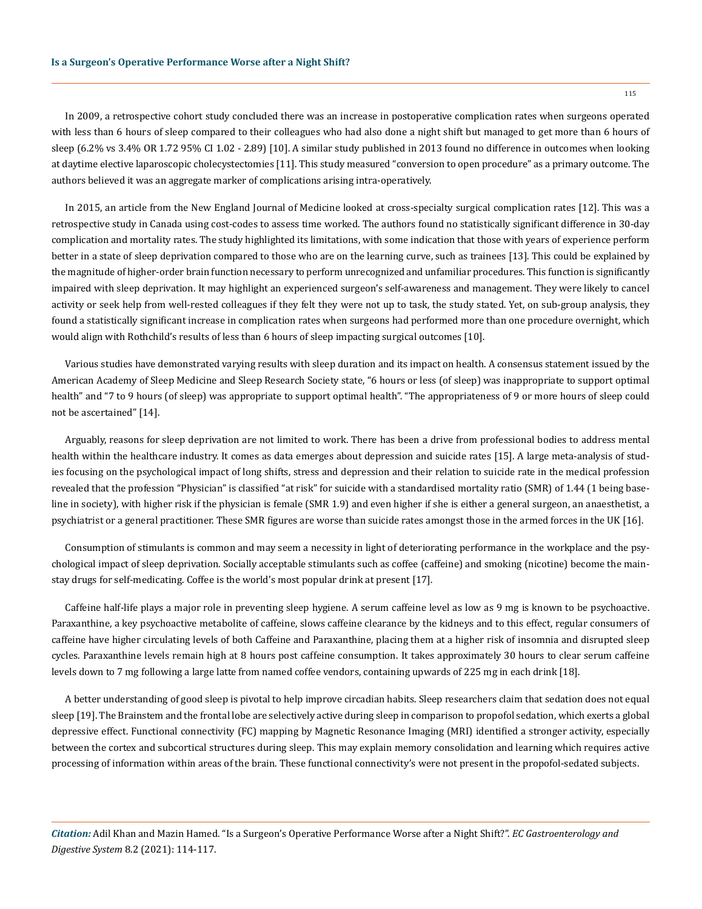In 2009, a retrospective cohort study concluded there was an increase in postoperative complication rates when surgeons operated with less than 6 hours of sleep compared to their colleagues who had also done a night shift but managed to get more than 6 hours of sleep (6.2% vs 3.4% OR 1.72 95% CI 1.02 - 2.89) [10]. A similar study published in 2013 found no difference in outcomes when looking at daytime elective laparoscopic cholecystectomies [11]. This study measured "conversion to open procedure" as a primary outcome. The authors believed it was an aggregate marker of complications arising intra-operatively.

In 2015, an article from the New England Journal of Medicine looked at cross-specialty surgical complication rates [12]. This was a retrospective study in Canada using cost-codes to assess time worked. The authors found no statistically significant difference in 30-day complication and mortality rates. The study highlighted its limitations, with some indication that those with years of experience perform better in a state of sleep deprivation compared to those who are on the learning curve, such as trainees [13]. This could be explained by the magnitude of higher-order brain function necessary to perform unrecognized and unfamiliar procedures. This function is significantly impaired with sleep deprivation. It may highlight an experienced surgeon's self-awareness and management. They were likely to cancel activity or seek help from well-rested colleagues if they felt they were not up to task, the study stated. Yet, on sub-group analysis, they found a statistically significant increase in complication rates when surgeons had performed more than one procedure overnight, which would align with Rothchild's results of less than 6 hours of sleep impacting surgical outcomes [10].

Various studies have demonstrated varying results with sleep duration and its impact on health. A consensus statement issued by the American Academy of Sleep Medicine and Sleep Research Society state, "6 hours or less (of sleep) was inappropriate to support optimal health" and "7 to 9 hours (of sleep) was appropriate to support optimal health". "The appropriateness of 9 or more hours of sleep could not be ascertained" [14].

Arguably, reasons for sleep deprivation are not limited to work. There has been a drive from professional bodies to address mental health within the healthcare industry. It comes as data emerges about depression and suicide rates [15]. A large meta-analysis of studies focusing on the psychological impact of long shifts, stress and depression and their relation to suicide rate in the medical profession revealed that the profession "Physician" is classified "at risk" for suicide with a standardised mortality ratio (SMR) of 1.44 (1 being baseline in society), with higher risk if the physician is female (SMR 1.9) and even higher if she is either a general surgeon, an anaesthetist, a psychiatrist or a general practitioner. These SMR figures are worse than suicide rates amongst those in the armed forces in the UK [16].

Consumption of stimulants is common and may seem a necessity in light of deteriorating performance in the workplace and the psychological impact of sleep deprivation. Socially acceptable stimulants such as coffee (caffeine) and smoking (nicotine) become the mainstay drugs for self-medicating. Coffee is the world's most popular drink at present [17].

Caffeine half-life plays a major role in preventing sleep hygiene. A serum caffeine level as low as 9 mg is known to be psychoactive. Paraxanthine, a key psychoactive metabolite of caffeine, slows caffeine clearance by the kidneys and to this effect, regular consumers of caffeine have higher circulating levels of both Caffeine and Paraxanthine, placing them at a higher risk of insomnia and disrupted sleep cycles. Paraxanthine levels remain high at 8 hours post caffeine consumption. It takes approximately 30 hours to clear serum caffeine levels down to 7 mg following a large latte from named coffee vendors, containing upwards of 225 mg in each drink [18].

A better understanding of good sleep is pivotal to help improve circadian habits. Sleep researchers claim that sedation does not equal sleep [19]. The Brainstem and the frontal lobe are selectively active during sleep in comparison to propofol sedation, which exerts a global depressive effect. Functional connectivity (FC) mapping by Magnetic Resonance Imaging (MRI) identified a stronger activity, especially between the cortex and subcortical structures during sleep. This may explain memory consolidation and learning which requires active processing of information within areas of the brain. These functional connectivity's were not present in the propofol-sedated subjects.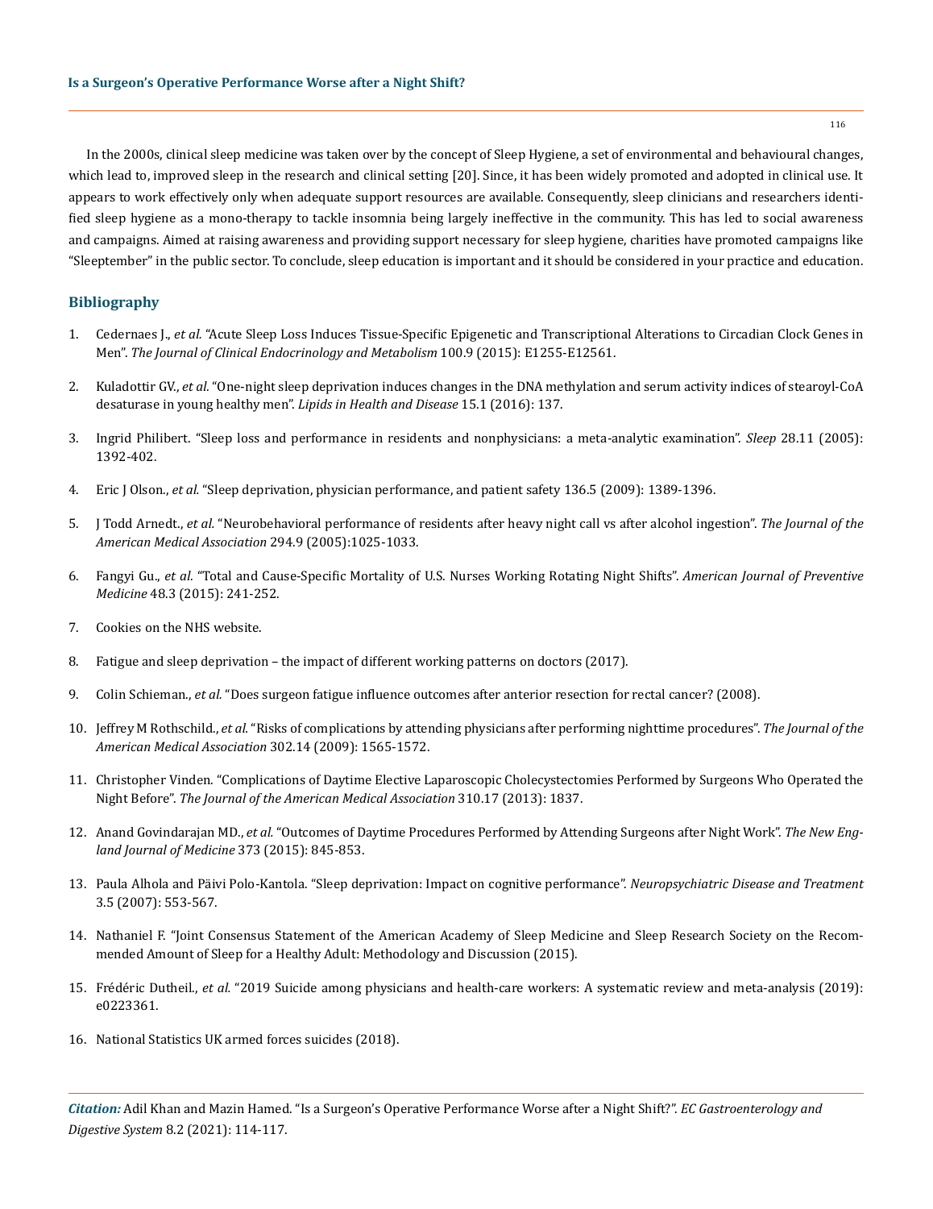In the 2000s, clinical sleep medicine was taken over by the concept of Sleep Hygiene, a set of environmental and behavioural changes, which lead to, improved sleep in the research and clinical setting [20]. Since, it has been widely promoted and adopted in clinical use. It appears to work effectively only when adequate support resources are available. Consequently, sleep clinicians and researchers identified sleep hygiene as a mono-therapy to tackle insomnia being largely ineffective in the community. This has led to social awareness and campaigns. Aimed at raising awareness and providing support necessary for sleep hygiene, charities have promoted campaigns like "Sleeptember" in the public sector. To conclude, sleep education is important and it should be considered in your practice and education.

## Bibliography

1. Cedernaes J., *et al.* "Acute Sleep Loss Induces Tissue-Specific Epigenetic and Transcriptional Alterations to Circadian Clock Genes in Men". *The Journal of Clinical Endocrinology and Metabolism* 100.9 (2015): E1255-E12561.
2. Kuladottir GV., *et al*. "One-night sleep deprivation induces changes in the DNA methylation and serum activity indices of stearoyl-CoA desaturase in young healthy men". *Lipids in Health and Disease* 15.1 (2016): 137.
3. Ingrid Philibert. "Sleep loss and performance in residents and nonphysicians: a meta-analytic examination". *Sleep* 28.11 (2005): 1392-402.
4. Eric J Olson., *et al.* "Sleep deprivation, physician performance, and patient safety 136.5 (2009): 1389-1396.
5. J Todd Arnedt., *et al.* "Neurobehavioral performance of residents after heavy night call vs after alcohol ingestion". *The Journal of the American Medical Association* 294.9 (2005):1025-1033.
6. Fangyi Gu., *et al.* "Total and Cause-Specific Mortality of U.S. Nurses Working Rotating Night Shifts". *American Journal of Preventive Medicine* 48.3 (2015): 241-252.
7. Cookies on the NHS website.
8. Fatigue and sleep deprivation – the impact of different working patterns on doctors (2017).
9. Colin Schieman., *et al.* "Does surgeon fatigue influence outcomes after anterior resection for rectal cancer? (2008).
10. Jeffrey M Rothschild., *et al.* "Risks of complications by attending physicians after performing nighttime procedures". *The Journal of the American Medical Association* 302.14 (2009): 1565-1572.
11. Christopher Vinden. "Complications of Daytime Elective Laparoscopic Cholecystectomies Performed by Surgeons Who Operated the Night Before". *The Journal of the American Medical Association* 310.17 (2013): 1837.
12. Anand Govindarajan MD., *et al.* "Outcomes of Daytime Procedures Performed by Attending Surgeons after Night Work". *The New England Journal of Medicine* 373 (2015): 845-853.
13. Paula Alhola and Päivi Polo-Kantola. "Sleep deprivation: Impact on cognitive performance". *Neuropsychiatric Disease and Treatment* 3.5 (2007): 553-567.
14. Nathaniel F. "Joint Consensus Statement of the American Academy of Sleep Medicine and Sleep Research Society on the Recommended Amount of Sleep for a Healthy Adult: Methodology and Discussion (2015).
15. Frédéric Dutheil., *et al.* "2019 Suicide among physicians and health-care workers: A systematic review and meta-analysis (2019): e0223361.
16. National Statistics UK armed forces suicides (2018).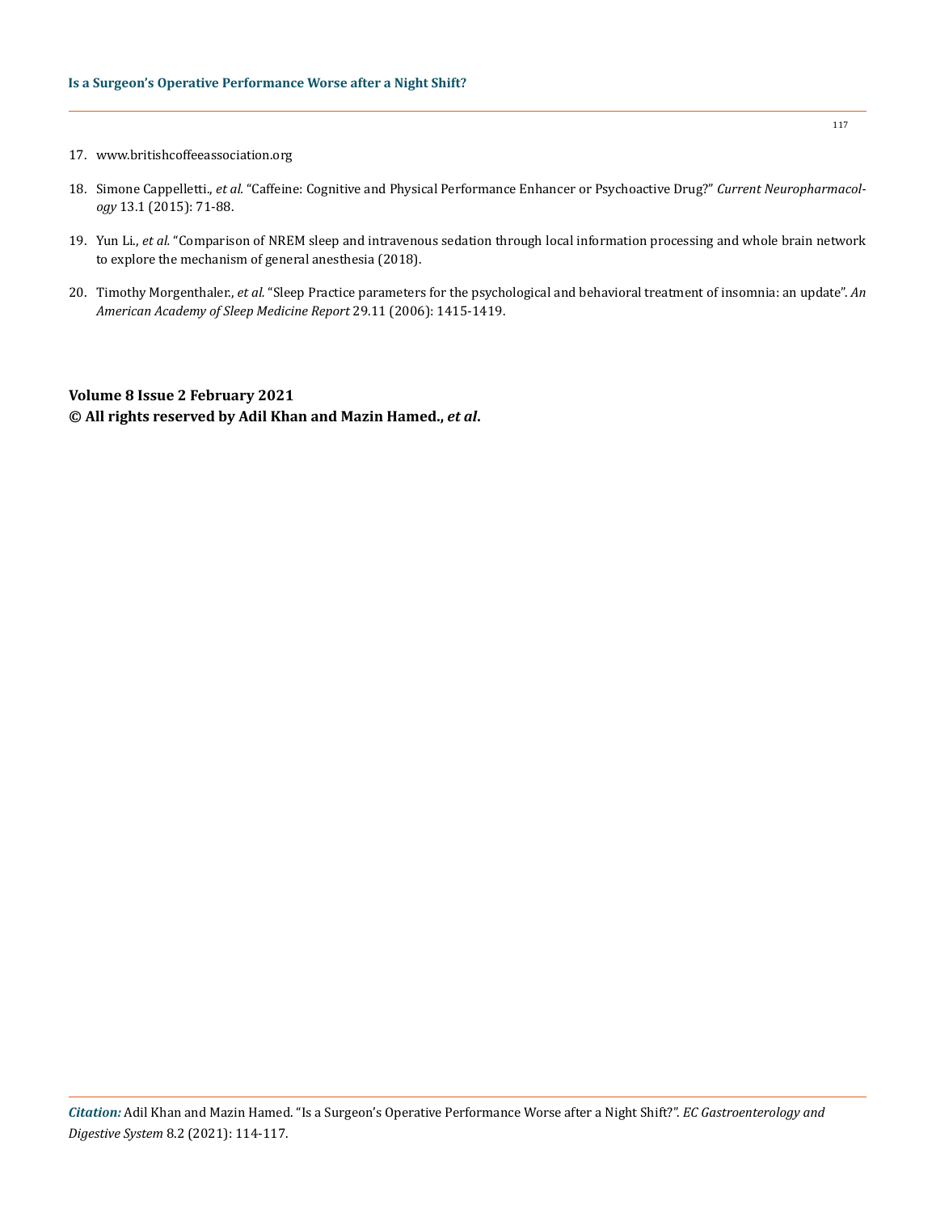17. www.britishcoffeeassociation.org

18. Simone Cappelletti., *et al*. "Caffeine: Cognitive and Physical Performance Enhancer or Psychoactive Drug?" *Current Neuropharmacology* 13.1 (2015): 71-88.

19. Yun Li., *et al*. "Comparison of NREM sleep and intravenous sedation through local information processing and whole brain network to explore the mechanism of general anesthesia (2018).

20. Timothy Morgenthaler., *et al*. "Sleep Practice parameters for the psychological and behavioral treatment of insomnia: an update". *An American Academy of Sleep Medicine Report* 29.11 (2006): 1415-1419.

**Volume 8 Issue 2 February 2021**
**© All rights reserved by Adil Khan and Mazin Hamed., *et al*.**